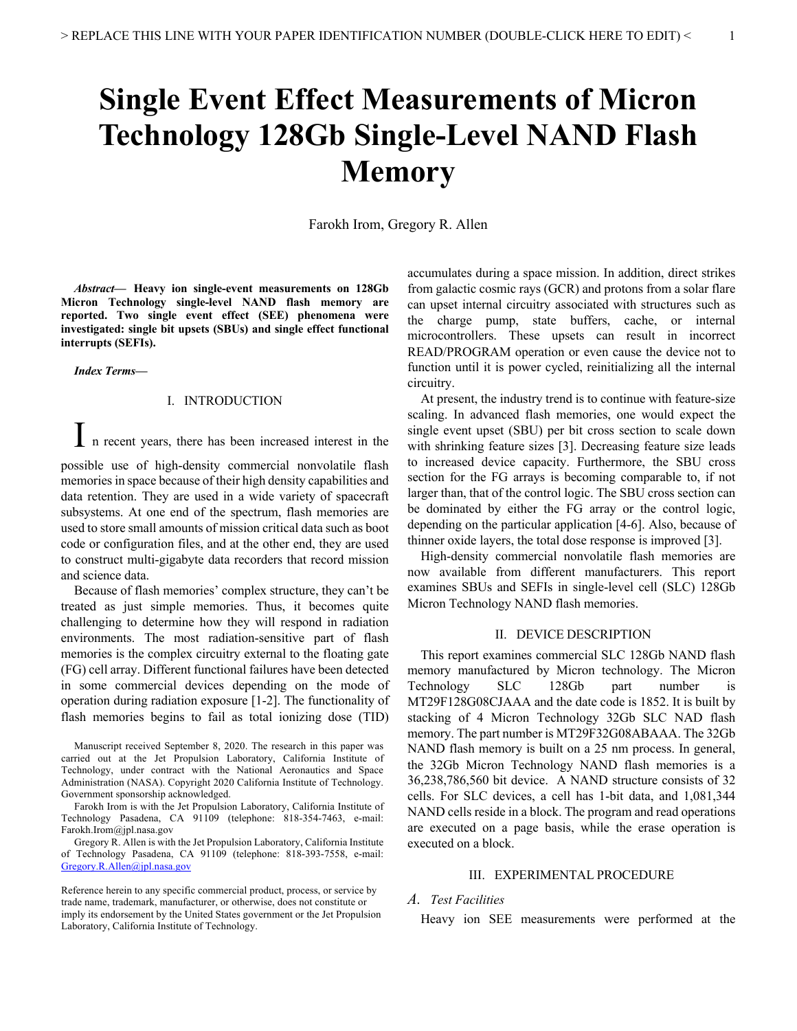# Single Event Effect Measurements of Micron Technology 128Gb Single-Level NAND Flash Memory

Farokh Irom, Gregory R. Allen

***Abstract*— Heavy ion single-event measurements on 128Gb Micron Technology single-level NAND flash memory are reported. Two single event effect (SEE) phenomena were investigated: single bit upsets (SBUs) and single effect functional interrupts (SEFIs).**

***Index Terms*—**

## I. INTRODUCTION

In recent years, there has been increased interest in the possible use of high-density commercial nonvolatile flash memories in space because of their high density capabilities and data retention. They are used in a wide variety of spacecraft subsystems. At one end of the spectrum, flash memories are used to store small amounts of mission critical data such as boot code or configuration files, and at the other end, they are used to construct multi-gigabyte data recorders that record mission and science data.

Because of flash memories' complex structure, they can't be treated as just simple memories. Thus, it becomes quite challenging to determine how they will respond in radiation environments. The most radiation-sensitive part of flash memories is the complex circuitry external to the floating gate (FG) cell array. Different functional failures have been detected in some commercial devices depending on the mode of operation during radiation exposure [1-2]. The functionality of flash memories begins to fail as total ionizing dose (TID) accumulates during a space mission. In addition, direct strikes from galactic cosmic rays (GCR) and protons from a solar flare can upset internal circuitry associated with structures such as the charge pump, state buffers, cache, or internal microcontrollers. These upsets can result in incorrect READ/PROGRAM operation or even cause the device not to function until it is power cycled, reinitializing all the internal circuitry.

At present, the industry trend is to continue with feature-size scaling. In advanced flash memories, one would expect the single event upset (SBU) per bit cross section to scale down with shrinking feature sizes [3]. Decreasing feature size leads to increased device capacity. Furthermore, the SBU cross section for the FG arrays is becoming comparable to, if not larger than, that of the control logic. The SBU cross section can be dominated by either the FG array or the control logic, depending on the particular application [4-6]. Also, because of thinner oxide layers, the total dose response is improved [3].

High-density commercial nonvolatile flash memories are now available from different manufacturers. This report examines SBUs and SEFIs in single-level cell (SLC) 128Gb Micron Technology NAND flash memories.

Manuscript received September 8, 2020. The research in this paper was carried out at the Jet Propulsion Laboratory, California Institute of Technology, under contract with the National Aeronautics and Space Administration (NASA). Copyright 2020 California Institute of Technology. Government sponsorship acknowledged.

Farokh Irom is with the Jet Propulsion Laboratory, California Institute of Technology Pasadena, CA 91109 (telephone: 818-354-7463, e-mail: Farokh.Irom@jpl.nasa.gov

Gregory R. Allen is with the Jet Propulsion Laboratory, California Institute of Technology Pasadena, CA 91109 (telephone: 818-393-7558, e-mail: Gregory.R.Allen@jpl.nasa.gov

Reference herein to any specific commercial product, process, or service by trade name, trademark, manufacturer, or otherwise, does not constitute or imply its endorsement by the United States government or the Jet Propulsion Laboratory, California Institute of Technology.

## II. DEVICE DESCRIPTION

This report examines commercial SLC 128Gb NAND flash memory manufactured by Micron technology. The Micron Technology SLC 128Gb part number is MT29F128G08CJAAA and the date code is 1852. It is built by stacking of 4 Micron Technology 32Gb SLC NAD flash memory. The part number is MT29F32G08ABAAA. The 32Gb NAND flash memory is built on a 25 nm process. In general, the 32Gb Micron Technology NAND flash memories is a 36,238,786,560 bit device. A NAND structure consists of 32 cells. For SLC devices, a cell has 1-bit data, and 1,081,344 NAND cells reside in a block. The program and read operations are executed on a page basis, while the erase operation is executed on a block.

## III. EXPERIMENTAL PROCEDURE

### *A. Test Facilities*

Heavy ion SEE measurements were performed at the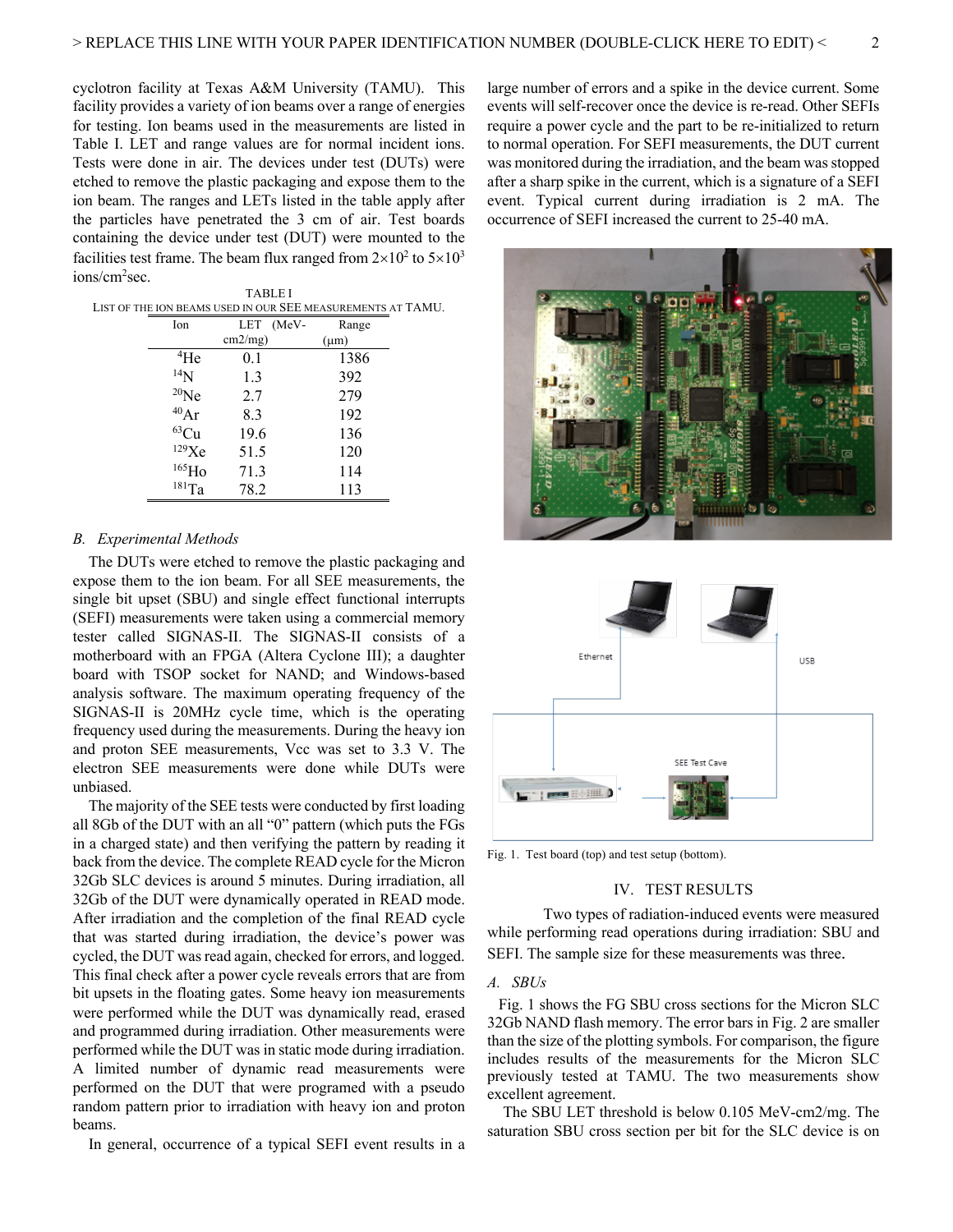cyclotron facility at Texas A&M University (TAMU). This facility provides a variety of ion beams over a range of energies for testing. Ion beams used in the measurements are listed in Table I. LET and range values are for normal incident ions. Tests were done in air. The devices under test (DUTs) were etched to remove the plastic packaging and expose them to the ion beam. The ranges and LETs listed in the table apply after the particles have penetrated the 3 cm of air. Test boards containing the device under test (DUT) were mounted to the facilities test frame. The beam flux ranged from $2\times10^{2}$ to $5\times10^{3}$ ions/cm$^{2}$sec.

TABLE I
LIST OF THE ION BEAMS USED IN OUR SEE MEASUREMENTS AT TAMU.

| Ion | LET (MeV-cm2/mg) | Range (μm) |
|---|---|---|
| $^{4}$He | 0.1 | 1386 |
| $^{14}$N | 1.3 | 392 |
| $^{20}$Ne | 2.7 | 279 |
| $^{40}$Ar | 8.3 | 192 |
| $^{63}$Cu | 19.6 | 136 |
| $^{129}$Xe | 51.5 | 120 |
| $^{165}$Ho | 71.3 | 114 |
| $^{181}$Ta | 78.2 | 113 |

### *B. Experimental Methods*

The DUTs were etched to remove the plastic packaging and expose them to the ion beam. For all SEE measurements, the single bit upset (SBU) and single effect functional interrupts (SEFI) measurements were taken using a commercial memory tester called SIGNAS-II. The SIGNAS-II consists of a motherboard with an FPGA (Altera Cyclone III); a daughter board with TSOP socket for NAND; and Windows-based analysis software. The maximum operating frequency of the SIGNAS-II is 20MHz cycle time, which is the operating frequency used during the measurements. During the heavy ion and proton SEE measurements, Vcc was set to 3.3 V. The electron SEE measurements were done while DUTs were unbiased.

The majority of the SEE tests were conducted by first loading all 8Gb of the DUT with an all "0" pattern (which puts the FGs in a charged state) and then verifying the pattern by reading it back from the device. The complete READ cycle for the Micron 32Gb SLC devices is around 5 minutes. During irradiation, all 32Gb of the DUT were dynamically operated in READ mode. After irradiation and the completion of the final READ cycle that was started during irradiation, the device's power was cycled, the DUT was read again, checked for errors, and logged. This final check after a power cycle reveals errors that are from bit upsets in the floating gates. Some heavy ion measurements were performed while the DUT was dynamically read, erased and programmed during irradiation. Other measurements were performed while the DUT was in static mode during irradiation. A limited number of dynamic read measurements were performed on the DUT that were programed with a pseudo random pattern prior to irradiation with heavy ion and proton beams.

In general, occurrence of a typical SEFI event results in a large number of errors and a spike in the device current. Some events will self-recover once the device is re-read. Other SEFIs require a power cycle and the part to be re-initialized to return to normal operation. For SEFI measurements, the DUT current was monitored during the irradiation, and the beam was stopped after a sharp spike in the current, which is a signature of a SEFI event. Typical current during irradiation is 2 mA. The occurrence of SEFI increased the current to 25-40 mA.

Fig. 1. Test board (top) and test setup (bottom).

## IV. TEST RESULTS

Two types of radiation-induced events were measured while performing read operations during irradiation: SBU and SEFI. The sample size for these measurements was three.

### *A. SBUs*

Fig. 1 shows the FG SBU cross sections for the Micron SLC 32Gb NAND flash memory. The error bars in Fig. 2 are smaller than the size of the plotting symbols. For comparison, the figure includes results of the measurements for the Micron SLC previously tested at TAMU. The two measurements show excellent agreement.

The SBU LET threshold is below 0.105 MeV-cm2/mg. The saturation SBU cross section per bit for the SLC device is on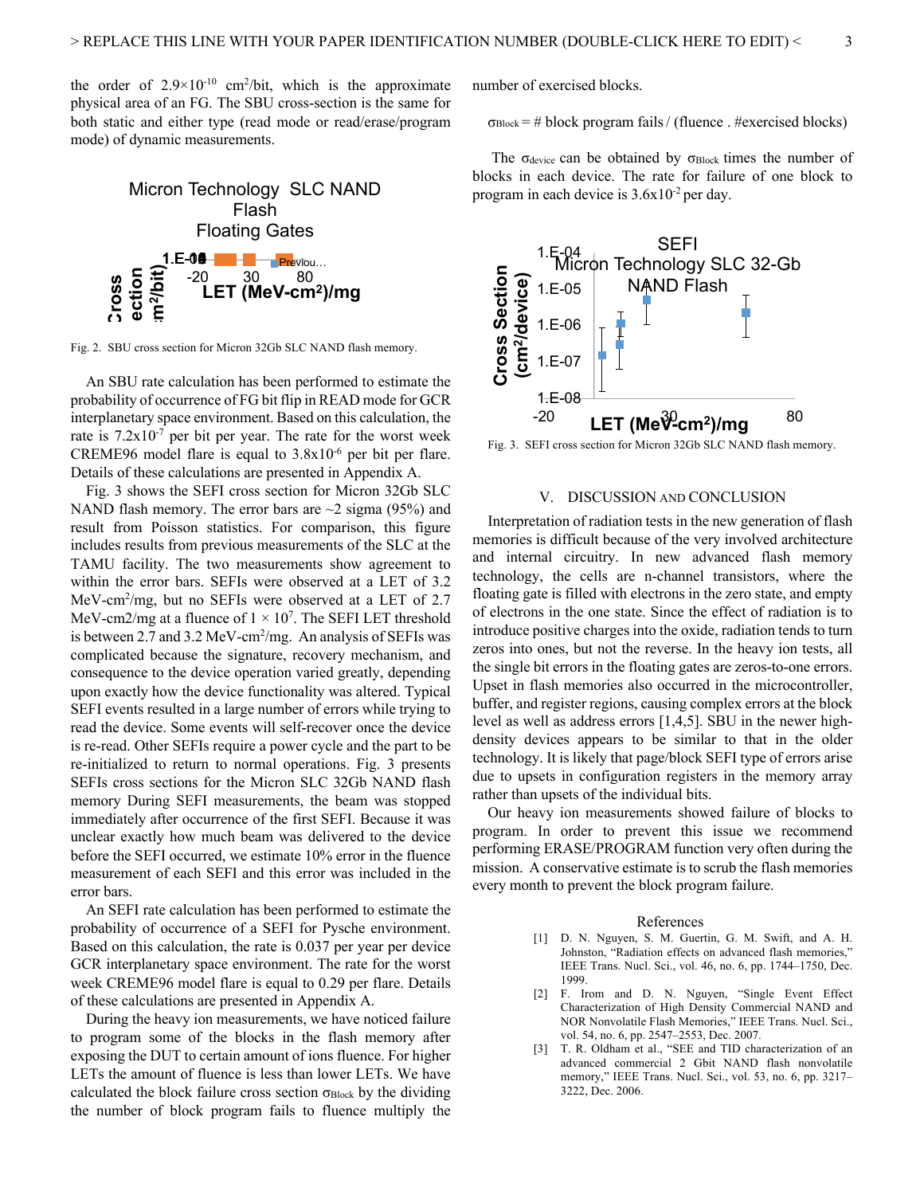the order of $2.9\times10^{-10}$ $cm^2$/bit, which is the approximate physical area of an FG. The SBU cross-section is the same for both static and either type (read mode or read/erase/program mode) of dynamic measurements.

Fig. 2. SBU cross section for Micron 32Gb SLC NAND flash memory.

An SBU rate calculation has been performed to estimate the probability of occurrence of FG bit flip in READ mode for GCR interplanetary space environment. Based on this calculation, the rate is $7.2\times10^{-7}$ per bit per year. The rate for the worst week CREME96 model flare is equal to $3.8\times10^{-6}$ per bit per flare. Details of these calculations are presented in Appendix A.

Fig. 3 shows the SEFI cross section for Micron 32Gb SLC NAND flash memory. The error bars are ~2 sigma (95%) and result from Poisson statistics. For comparison, this figure includes results from previous measurements of the SLC at the TAMU facility. The two measurements show agreement to within the error bars. SEFIs were observed at a LET of 3.2 MeV-$cm^2$/mg, but no SEFIs were observed at a LET of 2.7 MeV-cm2/mg at a fluence of $1 \times 10^7$. The SEFI LET threshold is between 2.7 and 3.2 MeV-$cm^2$/mg. An analysis of SEFIs was complicated because the signature, recovery mechanism, and consequence to the device operation varied greatly, depending upon exactly how the device functionality was altered. Typical SEFI events resulted in a large number of errors while trying to read the device. Some events will self-recover once the device is re-read. Other SEFIs require a power cycle and the part to be re-initialized to return to normal operations. Fig. 3 presents SEFIs cross sections for the Micron SLC 32Gb NAND flash memory During SEFI measurements, the beam was stopped immediately after occurrence of the first SEFI. Because it was unclear exactly how much beam was delivered to the device before the SEFI occurred, we estimate 10% error in the fluence measurement of each SEFI and this error was included in the error bars.

An SEFI rate calculation has been performed to estimate the probability of occurrence of a SEFI for Pysche environment. Based on this calculation, the rate is 0.037 per year per device GCR interplanetary space environment. The rate for the worst week CREME96 model flare is equal to 0.29 per flare. Details of these calculations are presented in Appendix A.

During the heavy ion measurements, we have noticed failure to program some of the blocks in the flash memory after exposing the DUT to certain amount of ions fluence. For higher LETs the amount of fluence is less than lower LETs. We have calculated the block failure cross section $\sigma_{Block}$ by the dividing the number of block program fails to fluence multiply the number of exercised blocks.

$$\sigma_{Block} = \text{\# block program fails} / (\text{fluence} \cdot \text{\#exercised blocks})$$

The $\sigma_{device}$ can be obtained by $\sigma_{Block}$ times the number of blocks in each device. The rate for failure of one block to program in each device is $3.6\times10^{-2}$ per day.

Fig. 3. SEFI cross section for Micron 32Gb SLC NAND flash memory.

## V. Discussion and Conclusion

Interpretation of radiation tests in the new generation of flash memories is difficult because of the very involved architecture and internal circuitry. In new advanced flash memory technology, the cells are n-channel transistors, where the floating gate is filled with electrons in the zero state, and empty of electrons in the one state. Since the effect of radiation is to introduce positive charges into the oxide, radiation tends to turn zeros into ones, but not the reverse. In the heavy ion tests, all the single bit errors in the floating gates are zeros-to-one errors. Upset in flash memories also occurred in the microcontroller, buffer, and register regions, causing complex errors at the block level as well as address errors [1,4,5]. SBU in the newer high-density devices appears to be similar to that in the older technology. It is likely that page/block SEFI type of errors arise due to upsets in configuration registers in the memory array rather than upsets of the individual bits.

Our heavy ion measurements showed failure of blocks to program. In order to prevent this issue we recommend performing ERASE/PROGRAM function very often during the mission. A conservative estimate is to scrub the flash memories every month to prevent the block program failure.

## References

[1] D. N. Nguyen, S. M. Guertin, G. M. Swift, and A. H. Johnston, "Radiation effects on advanced flash memories," IEEE Trans. Nucl. Sci., vol. 46, no. 6, pp. 1744–1750, Dec. 1999.

[2] F. Irom and D. N. Nguyen, "Single Event Effect Characterization of High Density Commercial NAND and NOR Nonvolatile Flash Memories," IEEE Trans. Nucl. Sci., vol. 54, no. 6, pp. 2547–2553, Dec. 2007.

[3] T. R. Oldham et al., "SEE and TID characterization of an advanced commercial 2 Gbit NAND flash nonvolatile memory," IEEE Trans. Nucl. Sci., vol. 53, no. 6, pp. 3217–3222, Dec. 2006.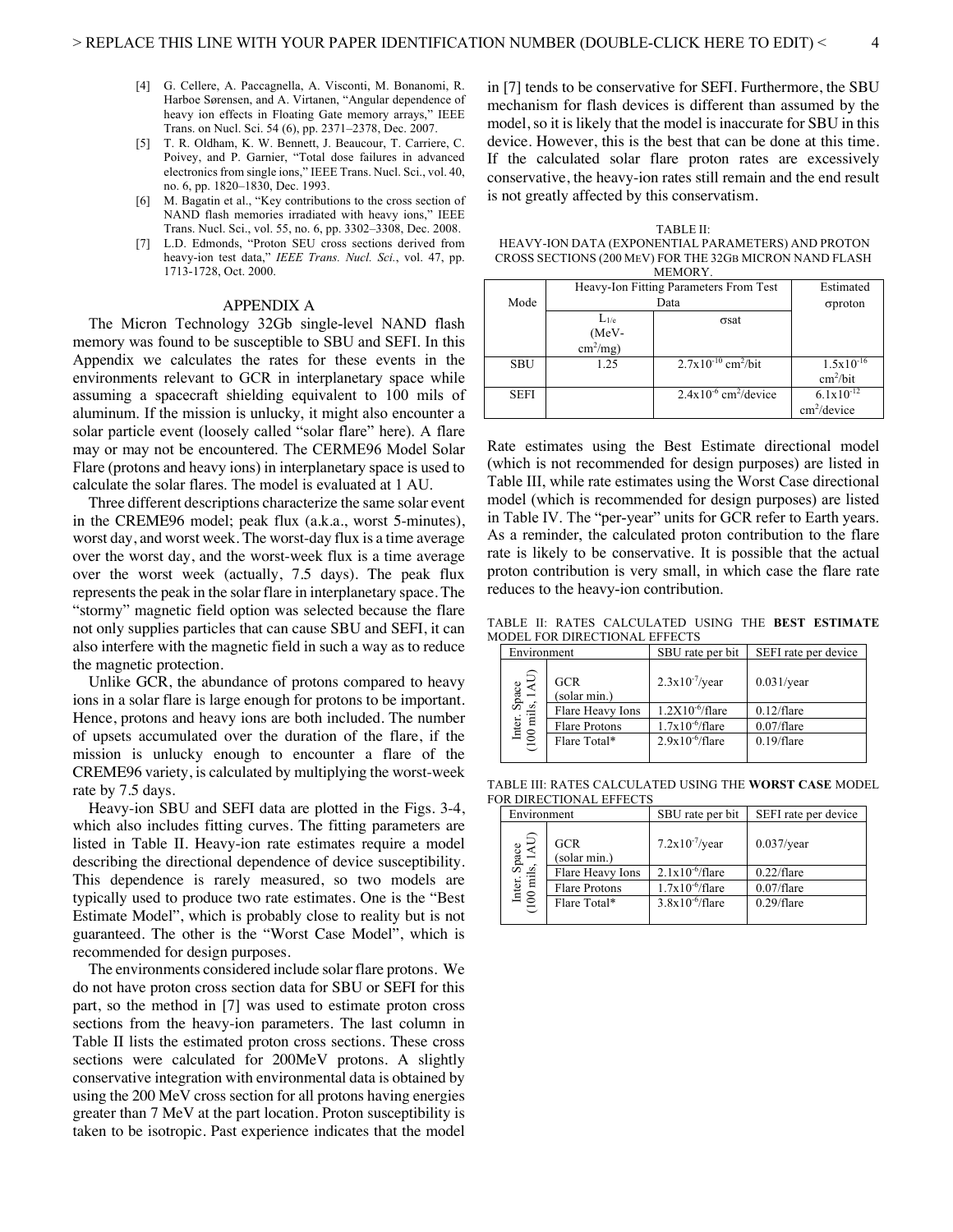[4] G. Cellere, A. Paccagnella, A. Visconti, M. Bonanomi, R. Harboe Sørensen, and A. Virtanen, "Angular dependence of heavy ion effects in Floating Gate memory arrays," IEEE Trans. on Nucl. Sci. 54 (6), pp. 2371–2378, Dec. 2007.

[5] T. R. Oldham, K. W. Bennett, J. Beaucour, T. Carriere, C. Poivey, and P. Garnier, "Total dose failures in advanced electronics from single ions," IEEE Trans. Nucl. Sci., vol. 40, no. 6, pp. 1820–1830, Dec. 1993.

[6] M. Bagatin et al., "Key contributions to the cross section of NAND flash memories irradiated with heavy ions," IEEE Trans. Nucl. Sci., vol. 55, no. 6, pp. 3302–3308, Dec. 2008.

[7] L.D. Edmonds, "Proton SEU cross sections derived from heavy-ion test data," *IEEE Trans. Nucl. Sci.*, vol. 47, pp. 1713-1728, Oct. 2000.

## APPENDIX A

The Micron Technology 32Gb single-level NAND flash memory was found to be susceptible to SBU and SEFI. In this Appendix we calculates the rates for these events in the environments relevant to GCR in interplanetary space while assuming a spacecraft shielding equivalent to 100 mils of aluminum. If the mission is unlucky, it might also encounter a solar particle event (loosely called "solar flare" here). A flare may or may not be encountered. The CERME96 Model Solar Flare (protons and heavy ions) in interplanetary space is used to calculate the solar flares. The model is evaluated at 1 AU.

Three different descriptions characterize the same solar event in the CREME96 model; peak flux (a.k.a., worst 5-minutes), worst day, and worst week. The worst-day flux is a time average over the worst day, and the worst-week flux is a time average over the worst week (actually, 7.5 days). The peak flux represents the peak in the solar flare in interplanetary space. The "stormy" magnetic field option was selected because the flare not only supplies particles that can cause SBU and SEFI, it can also interfere with the magnetic field in such a way as to reduce the magnetic protection.

Unlike GCR, the abundance of protons compared to heavy ions in a solar flare is large enough for protons to be important. Hence, protons and heavy ions are both included. The number of upsets accumulated over the duration of the flare, if the mission is unlucky enough to encounter a flare of the CREME96 variety, is calculated by multiplying the worst-week rate by 7.5 days.

Heavy-ion SBU and SEFI data are plotted in the Figs. 3-4, which also includes fitting curves. The fitting parameters are listed in Table II. Heavy-ion rate estimates require a model describing the directional dependence of device susceptibility. This dependence is rarely measured, so two models are typically used to produce two rate estimates. One is the "Best Estimate Model", which is probably close to reality but is not guaranteed. The other is the "Worst Case Model", which is recommended for design purposes.

The environments considered include solar flare protons. We do not have proton cross section data for SBU or SEFI for this part, so the method in [7] was used to estimate proton cross sections from the heavy-ion parameters. The last column in Table II lists the estimated proton cross sections. These cross sections were calculated for 200MeV protons. A slightly conservative integration with environmental data is obtained by using the 200 MeV cross section for all protons having energies greater than 7 MeV at the part location. Proton susceptibility is taken to be isotropic. Past experience indicates that the model in [7] tends to be conservative for SEFI. Furthermore, the SBU mechanism for flash devices is different than assumed by the model, so it is likely that the model is inaccurate for SBU in this device. However, this is the best that can be done at this time. If the calculated solar flare proton rates are excessively conservative, the heavy-ion rates still remain and the end result is not greatly affected by this conservatism.

TABLE II:
HEAVY-ION DATA (EXPONENTIAL PARAMETERS) AND PROTON CROSS SECTIONS (200 MEV) FOR THE 32GB MICRON NAND FLASH MEMORY.

| Mode | Heavy-Ion Fitting Parameters From Test Data | | Estimated $\sigma$proton |
|---|---|---|---|
| | $L_{1/e}$ (MeV-cm$^2$/mg) | $\sigma$sat | |
| SBU | 1.25 | $2.7\text{x}10^{-10}$ cm$^2$/bit | $1.5\text{x}10^{-16}$ cm$^2$/bit |
| SEFI | | $2.4\text{x}10^{-6}$ cm$^2$/device | $6.1\text{x}10^{-12}$ cm$^2$/device |

Rate estimates using the Best Estimate directional model (which is not recommended for design purposes) are listed in Table III, while rate estimates using the Worst Case directional model (which is recommended for design purposes) are listed in Table IV. The "per-year" units for GCR refer to Earth years. As a reminder, the calculated proton contribution to the flare rate is likely to be conservative. It is possible that the actual proton contribution is very small, in which case the flare rate reduces to the heavy-ion contribution.

TABLE II: RATES CALCULATED USING THE **BEST ESTIMATE** MODEL FOR DIRECTIONAL EFFECTS

| Environment | | SBU rate per bit | SEFI rate per device |
|---|---|---|---|
| Inter. Space (100 mils, 1AU) | GCR (solar min.) | $2.3\text{x}10^{-7}$/year | 0.031/year |
| | Flare Heavy Ions | $1.2\text{X}10^{-6}$/flare | 0.12/flare |
| | Flare Protons | $1.7\text{x}10^{-6}$/flare | 0.07/flare |
| | Flare Total* | $2.9\text{x}10^{-6}$/flare | 0.19/flare |

TABLE III: RATES CALCULATED USING THE **WORST CASE** MODEL FOR DIRECTIONAL EFFECTS

| Environment | | SBU rate per bit | SEFI rate per device |
|---|---|---|---|
| Inter. Space (100 mils, 1AU) | GCR (solar min.) | $7.2\text{x}10^{-7}$/year | 0.037/year |
| | Flare Heavy Ions | $2.1\text{x}10^{-6}$/flare | 0.22/flare |
| | Flare Protons | $1.7\text{x}10^{-6}$/flare | 0.07/flare |
| | Flare Total* | $3.8\text{x}10^{-6}$/flare | 0.29/flare |